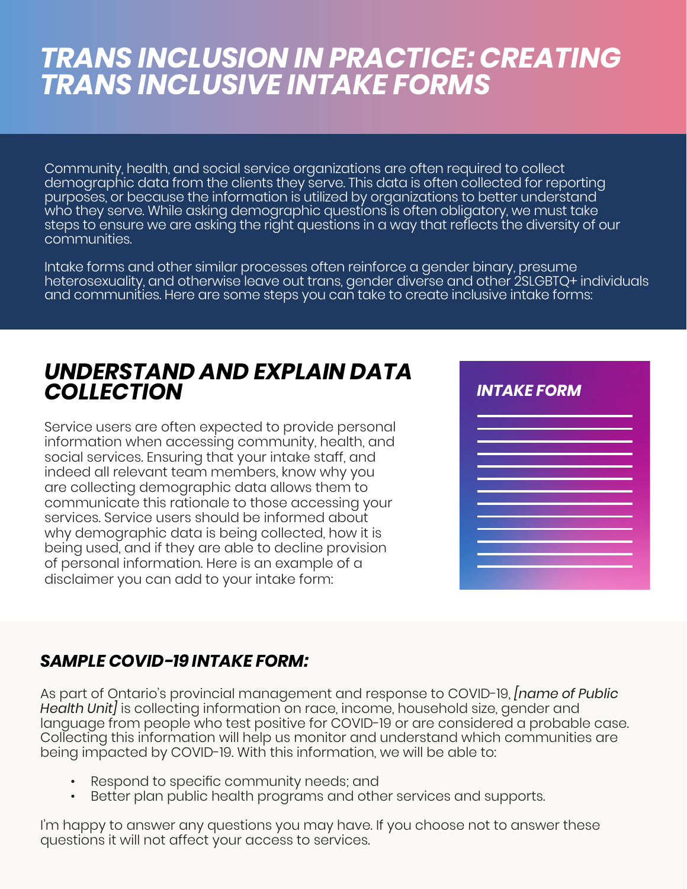# *TRANS INCLUSION IN PRACTICE: CREATING TRANS INCLUSIVE INTAKE FORMS*

Community, health, and social service organizations are often required to collect demographic data from the clients they serve. This data is often collected for reporting purposes, or because the information is utilized by organizations to better understand who they serve. While asking demographic questions is often obligatory, we must take steps to ensure we are asking the right questions in a way that reflects the diversity of our communities.

Intake forms and other similar processes often reinforce a gender binary, presume heterosexuality, and otherwise leave out trans, gender diverse and other 2SLGBTQ+ individuals and communities. Here are some steps you can take to create inclusive intake forms:

## *UNDERSTAND AND EXPLAIN DATA COLLECTION*

Service users are often expected to provide personal information when accessing community, health, and social services. Ensuring that your intake staff, and indeed all relevant team members, know why you are collecting demographic data allows them to communicate this rationale to those accessing your services. Service users should be informed about why demographic data is being collected, how it is being used, and if they are able to decline provision of personal information. Here is an example of a disclaimer you can add to your intake form:

*INTAKE FORM*

### *SAMPLE COVID-19 INTAKE FORM:*

As part of Ontario's provincial management and response to COVID-19, *[name of Public Health Unit]* is collecting information on race, income, household size, gender and language from people who test positive for COVID-19 or are considered a probable case. Collecting this information will help us monitor and understand which communities are being impacted by COVID-19. With this information, we will be able to:

- Respond to specific community needs; and
- Better plan public health programs and other services and supports.

I'm happy to answer any questions you may have. If you choose not to answer these questions it will not affect your access to services.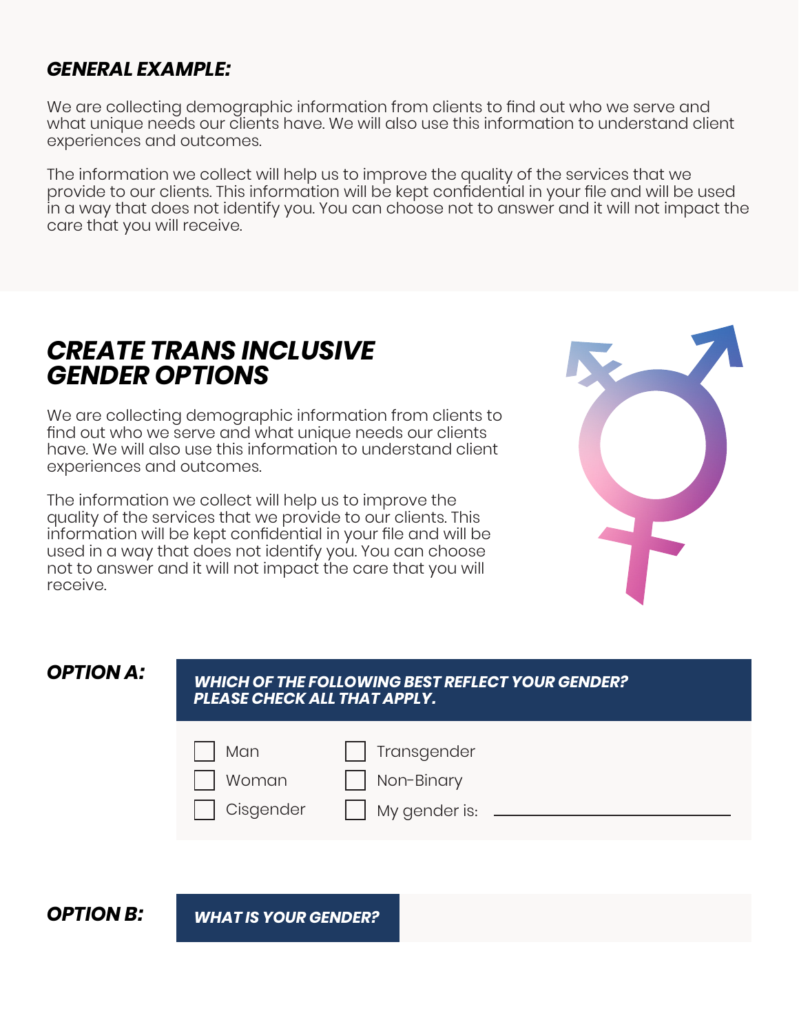## *GENERAL EXAMPLE:*

We are collecting demographic information from clients to find out who we serve and what unique needs our clients have. We will also use this information to understand client experiences and outcomes.

The information we collect will help us to improve the quality of the services that we provide to our clients. This information will be kept confidential in your file and will be used in a way that does not identify you. You can choose not to answer and it will not impact the care that you will receive.

## *CREATE TRANS INCLUSIVE GENDER OPTIONS*

We are collecting demographic information from clients to find out who we serve and what unique needs our clients have. We will also use this information to understand client experiences and outcomes.

The information we collect will help us to improve the quality of the services that we provide to our clients. This information will be kept confidential in your file and will be used in a way that does not identify you. You can choose not to answer and it will not impact the care that you will receive.

### *OPTION A:*

***WHICH OF THE FOLLOWING BEST REFLECT YOUR GENDER? PLEASE CHECK ALL THAT APPLY.***

- [ ] Man
- [ ] Woman
- [ ] Cisgender
- [ ] Transgender
- [ ] Non-Binary
- [ ] My gender is: ____________________

### *OPTION B:*

***WHAT IS YOUR GENDER?*** ____________________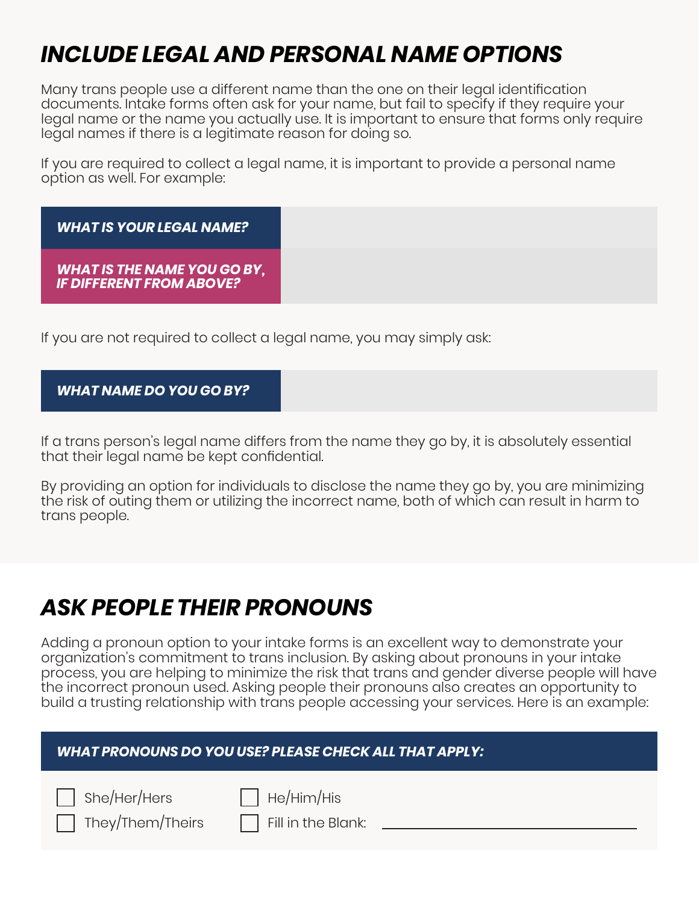## *INCLUDE LEGAL AND PERSONAL NAME OPTIONS*

Many trans people use a different name than the one on their legal identification documents. Intake forms often ask for your name, but fail to specify if they require your legal name or the name you actually use. It is important to ensure that forms only require legal names if there is a legitimate reason for doing so.

If you are required to collect a legal name, it is important to provide a personal name option as well. For example:

| | |
|---|---|
| ***WHAT IS YOUR LEGAL NAME?*** | |
| ***WHAT IS THE NAME YOU GO BY, IF DIFFERENT FROM ABOVE?*** | |

If you are not required to collect a legal name, you may simply ask:

| | |
|---|---|
| ***WHAT NAME DO YOU GO BY?*** | |

If a trans person's legal name differs from the name they go by, it is absolutely essential that their legal name be kept confidential.

By providing an option for individuals to disclose the name they go by, you are minimizing the risk of outing them or utilizing the incorrect name, both of which can result in harm to trans people.

## *ASK PEOPLE THEIR PRONOUNS*

Adding a pronoun option to your intake forms is an excellent way to demonstrate your organization's commitment to trans inclusion. By asking about pronouns in your intake process, you are helping to minimize the risk that trans and gender diverse people will have the incorrect pronoun used. Asking people their pronouns also creates an opportunity to build a trusting relationship with trans people accessing your services. Here is an example:

***WHAT PRONOUNS DO YOU USE? PLEASE CHECK ALL THAT APPLY:***

- ☐ She/Her/Hers
- ☐ He/Him/His
- ☐ They/Them/Theirs
- ☐ Fill in the Blank: ______________________